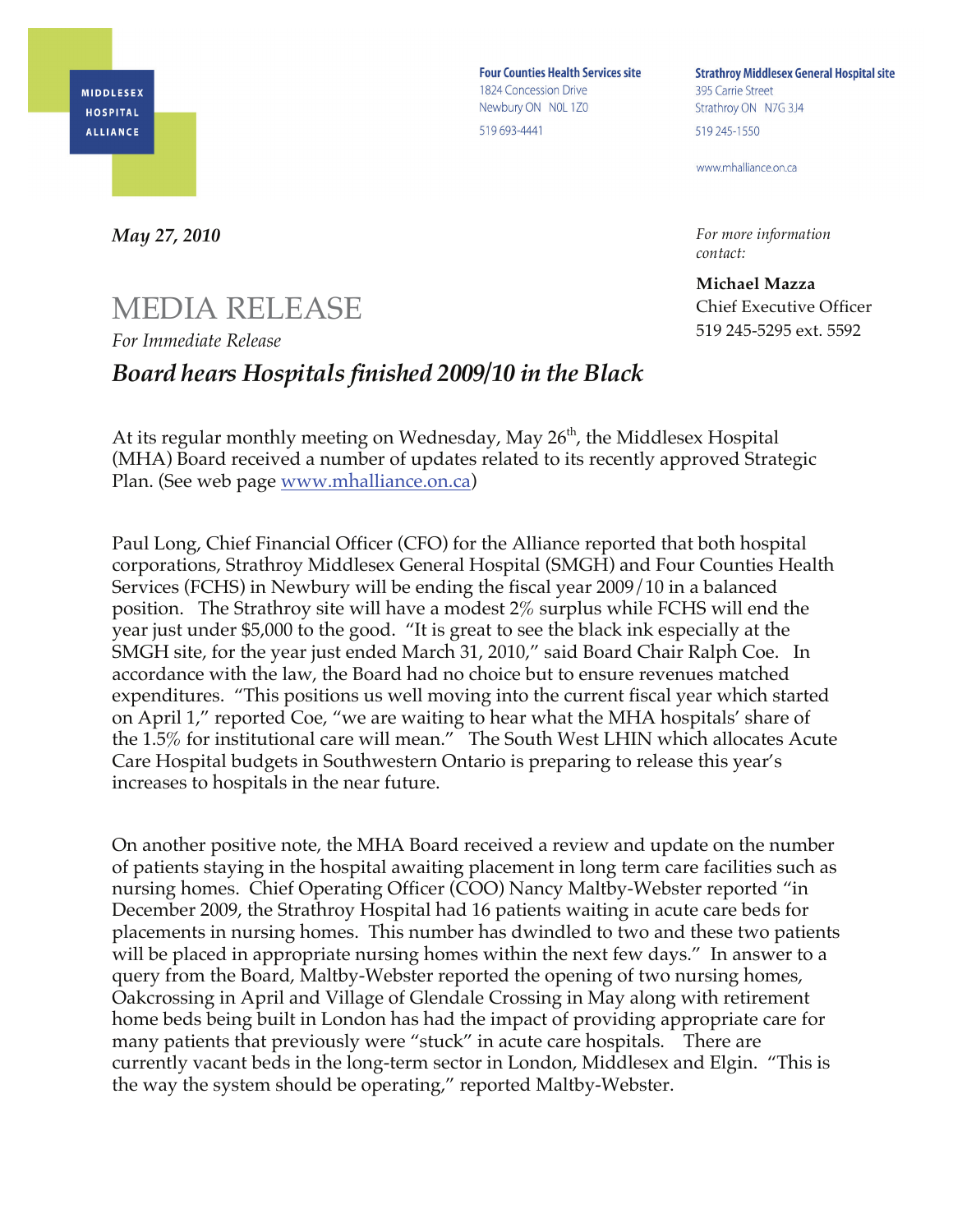MIDDLESEX HOSPITAL ALLIANCE

**Four Counties Health Services site**
1824 Concession Drive
Newbury ON N0L 1Z0
519 693-4441

**Strathroy Middlesex General Hospital site**
395 Carrie Street
Strathroy ON N7G 3J4
519 245-1550

www.mhalliance.on.ca

***May 27, 2010***

*For more information contact:*

**Michael Mazza**
Chief Executive Officer
519 245-5295 ext. 5592

# MEDIA RELEASE

*For Immediate Release*

## *Board hears Hospitals finished 2009/10 in the Black*

At its regular monthly meeting on Wednesday, May 26th, the Middlesex Hospital (MHA) Board received a number of updates related to its recently approved Strategic Plan. (See web page www.mhalliance.on.ca)

Paul Long, Chief Financial Officer (CFO) for the Alliance reported that both hospital corporations, Strathroy Middlesex General Hospital (SMGH) and Four Counties Health Services (FCHS) in Newbury will be ending the fiscal year 2009/10 in a balanced position. The Strathroy site will have a modest 2% surplus while FCHS will end the year just under $5,000 to the good. "It is great to see the black ink especially at the SMGH site, for the year just ended March 31, 2010," said Board Chair Ralph Coe. In accordance with the law, the Board had no choice but to ensure revenues matched expenditures. "This positions us well moving into the current fiscal year which started on April 1," reported Coe, "we are waiting to hear what the MHA hospitals' share of the 1.5% for institutional care will mean." The South West LHIN which allocates Acute Care Hospital budgets in Southwestern Ontario is preparing to release this year's increases to hospitals in the near future.

On another positive note, the MHA Board received a review and update on the number of patients staying in the hospital awaiting placement in long term care facilities such as nursing homes. Chief Operating Officer (COO) Nancy Maltby-Webster reported "in December 2009, the Strathroy Hospital had 16 patients waiting in acute care beds for placements in nursing homes. This number has dwindled to two and these two patients will be placed in appropriate nursing homes within the next few days." In answer to a query from the Board, Maltby-Webster reported the opening of two nursing homes, Oakcrossing in April and Village of Glendale Crossing in May along with retirement home beds being built in London has had the impact of providing appropriate care for many patients that previously were "stuck" in acute care hospitals. There are currently vacant beds in the long-term sector in London, Middlesex and Elgin. "This is the way the system should be operating," reported Maltby-Webster.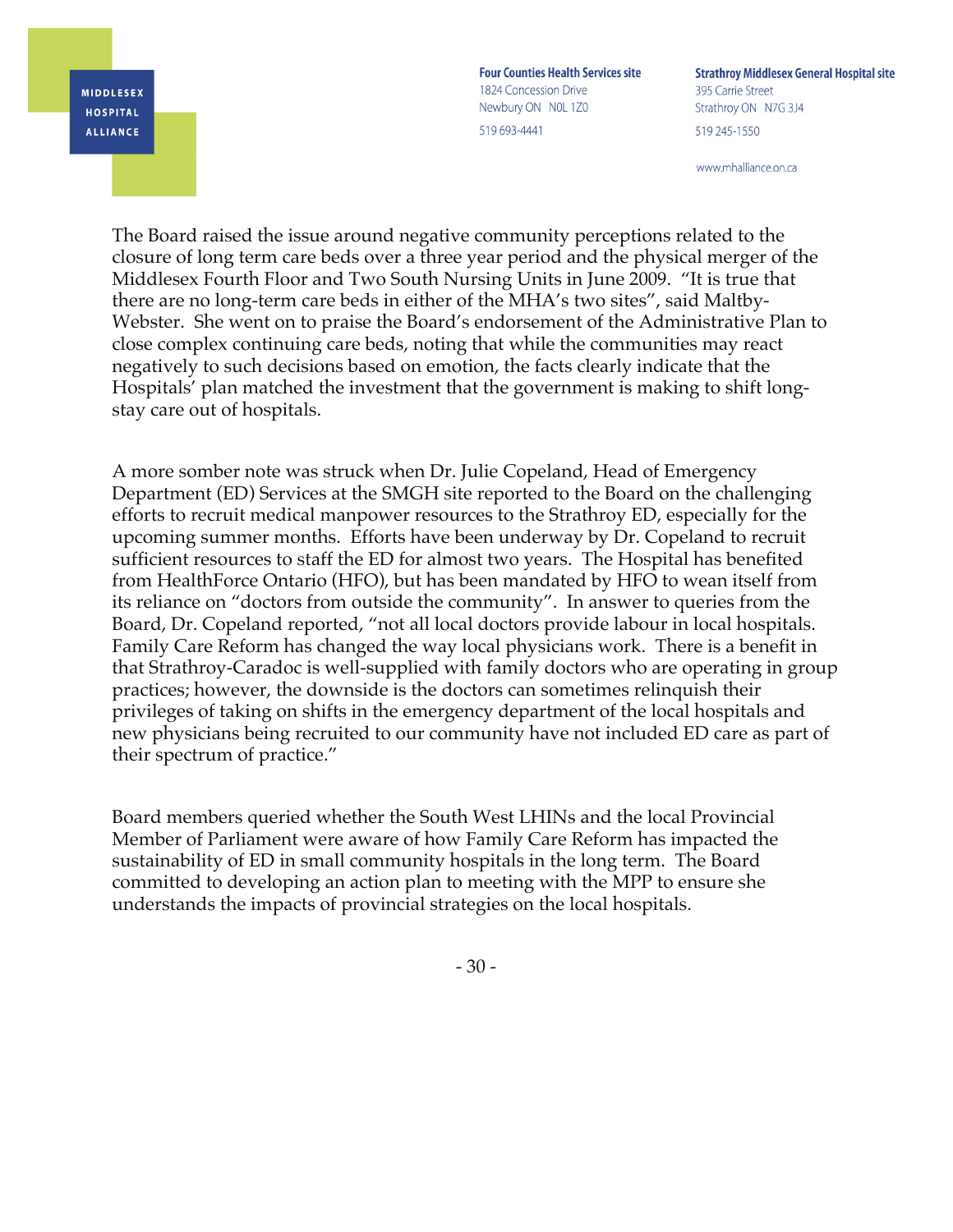The Board raised the issue around negative community perceptions related to the closure of long term care beds over a three year period and the physical merger of the Middlesex Fourth Floor and Two South Nursing Units in June 2009. "It is true that there are no long-term care beds in either of the MHA's two sites", said Maltby-Webster. She went on to praise the Board's endorsement of the Administrative Plan to close complex continuing care beds, noting that while the communities may react negatively to such decisions based on emotion, the facts clearly indicate that the Hospitals' plan matched the investment that the government is making to shift long-stay care out of hospitals.

A more somber note was struck when Dr. Julie Copeland, Head of Emergency Department (ED) Services at the SMGH site reported to the Board on the challenging efforts to recruit medical manpower resources to the Strathroy ED, especially for the upcoming summer months. Efforts have been underway by Dr. Copeland to recruit sufficient resources to staff the ED for almost two years. The Hospital has benefited from HealthForce Ontario (HFO), but has been mandated by HFO to wean itself from its reliance on "doctors from outside the community". In answer to queries from the Board, Dr. Copeland reported, "not all local doctors provide labour in local hospitals. Family Care Reform has changed the way local physicians work. There is a benefit in that Strathroy-Caradoc is well-supplied with family doctors who are operating in group practices; however, the downside is the doctors can sometimes relinquish their privileges of taking on shifts in the emergency department of the local hospitals and new physicians being recruited to our community have not included ED care as part of their spectrum of practice."

Board members queried whether the South West LHINs and the local Provincial Member of Parliament were aware of how Family Care Reform has impacted the sustainability of ED in small community hospitals in the long term. The Board committed to developing an action plan to meeting with the MPP to ensure she understands the impacts of provincial strategies on the local hospitals.